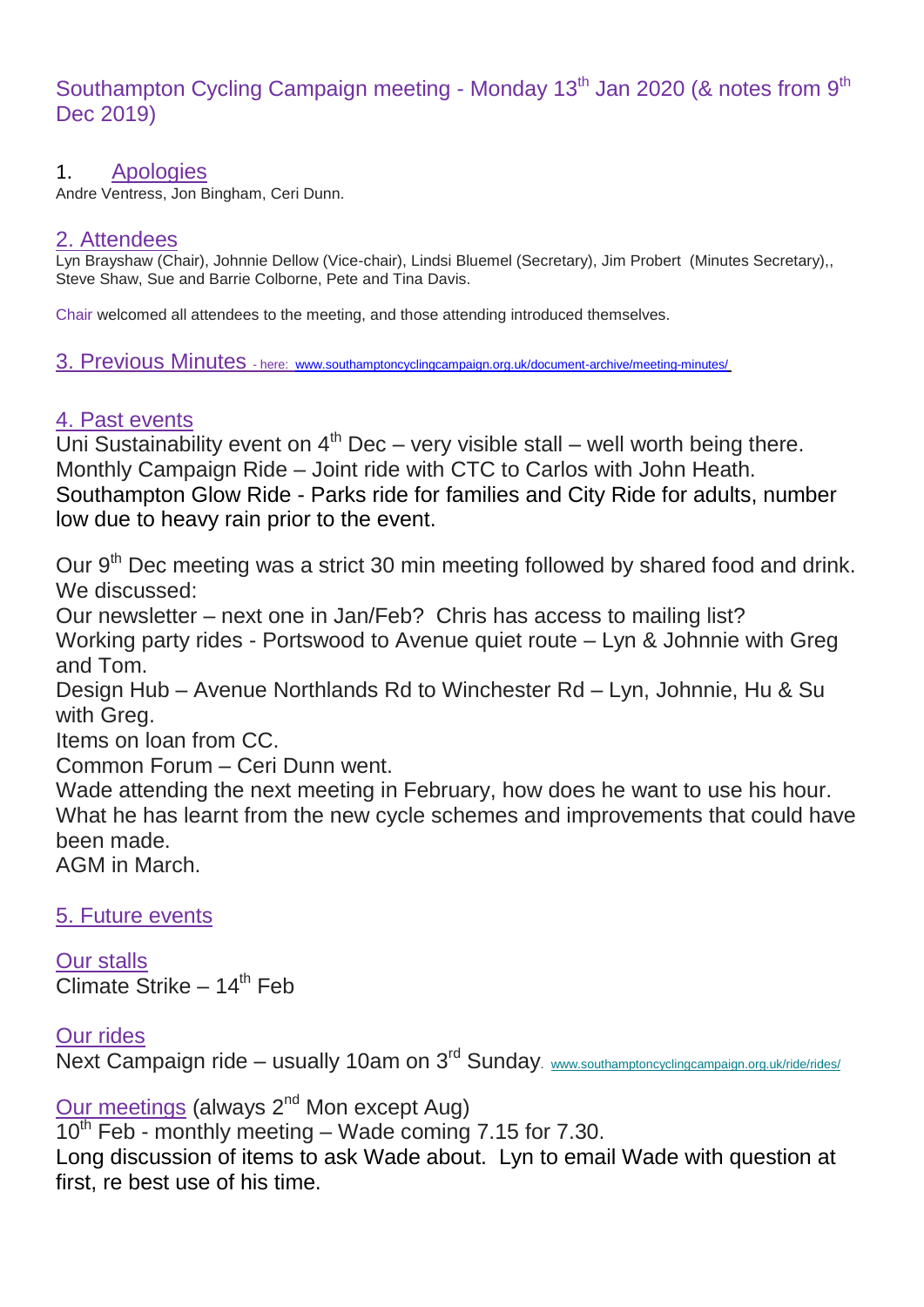# Southampton Cycling Campaign meeting - Monday 13th Jan 2020 (& notes from 9th Dec 2019)

## 1. Apologies

Andre Ventress, Jon Bingham, Ceri Dunn.

## 2. Attendees

Lyn Brayshaw (Chair), Johnnie Dellow (Vice-chair), Lindsi Bluemel (Secretary), Jim Probert (Minutes Secretary),, Steve Shaw, Sue and Barrie Colborne, Pete and Tina Davis.

Chair welcomed all attendees to the meeting, and those attending introduced themselves.

## 3. Previous Minutes - here: www.southamptoncyclingcampaign.org.uk/document-archive/meeting-minutes/

## 4. Past events

Uni Sustainability event on 4th Dec – very visible stall – well worth being there.
Monthly Campaign Ride – Joint ride with CTC to Carlos with John Heath.
Southampton Glow Ride - Parks ride for families and City Ride for adults, number low due to heavy rain prior to the event.

Our 9th Dec meeting was a strict 30 min meeting followed by shared food and drink. We discussed:
Our newsletter – next one in Jan/Feb? Chris has access to mailing list?
Working party rides - Portswood to Avenue quiet route – Lyn & Johnnie with Greg and Tom.
Design Hub – Avenue Northlands Rd to Winchester Rd – Lyn, Johnnie, Hu & Su with Greg.
Items on loan from CC.
Common Forum – Ceri Dunn went.
Wade attending the next meeting in February, how does he want to use his hour. What he has learnt from the new cycle schemes and improvements that could have been made.
AGM in March.

## 5. Future events

### Our stalls

Climate Strike – 14th Feb

### Our rides

Next Campaign ride – usually 10am on 3rd Sunday. www.southamptoncyclingcampaign.org.uk/ride/rides/

### Our meetings (always 2nd Mon except Aug)

10th Feb - monthly meeting – Wade coming 7.15 for 7.30.
Long discussion of items to ask Wade about. Lyn to email Wade with question at first, re best use of his time.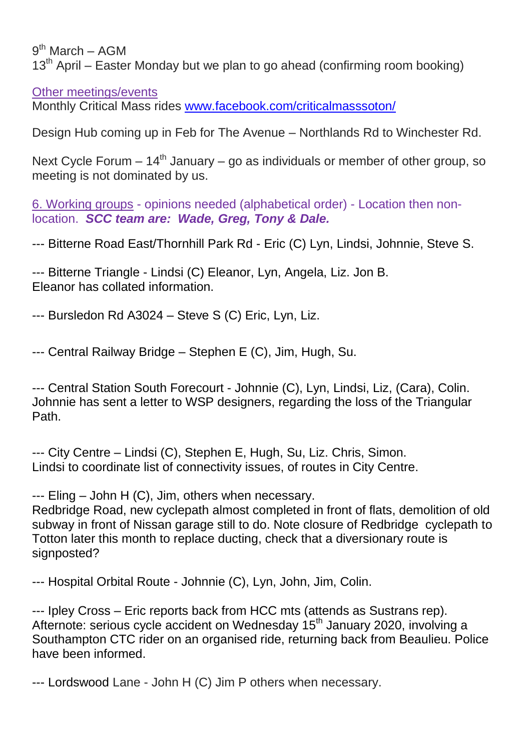9th March – AGM
13th April – Easter Monday but we plan to go ahead (confirming room booking)

Other meetings/events
Monthly Critical Mass rides www.facebook.com/criticalmasssoton/

Design Hub coming up in Feb for The Avenue – Northlands Rd to Winchester Rd.

Next Cycle Forum – 14th January – go as individuals or member of other group, so meeting is not dominated by us.

6. Working groups - opinions needed (alphabetical order) - Location then non-location. ***SCC team are: Wade, Greg, Tony & Dale.***

--- Bitterne Road East/Thornhill Park Rd - Eric (C) Lyn, Lindsi, Johnnie, Steve S.

--- Bitterne Triangle - Lindsi (C) Eleanor, Lyn, Angela, Liz. Jon B.
Eleanor has collated information.

--- Bursledon Rd A3024 – Steve S (C) Eric, Lyn, Liz.

--- Central Railway Bridge – Stephen E (C), Jim, Hugh, Su.

--- Central Station South Forecourt - Johnnie (C), Lyn, Lindsi, Liz, (Cara), Colin.
Johnnie has sent a letter to WSP designers, regarding the loss of the Triangular Path.

--- City Centre – Lindsi (C), Stephen E, Hugh, Su, Liz. Chris, Simon.
Lindsi to coordinate list of connectivity issues, of routes in City Centre.

--- Eling – John H (C), Jim, others when necessary.
Redbridge Road, new cyclepath almost completed in front of flats, demolition of old subway in front of Nissan garage still to do. Note closure of Redbridge cyclepath to Totton later this month to replace ducting, check that a diversionary route is signposted?

--- Hospital Orbital Route - Johnnie (C), Lyn, John, Jim, Colin.

--- Ipley Cross – Eric reports back from HCC mts (attends as Sustrans rep).
Afternote: serious cycle accident on Wednesday 15th January 2020, involving a Southampton CTC rider on an organised ride, returning back from Beaulieu. Police have been informed.

--- Lordswood Lane - John H (C) Jim P others when necessary.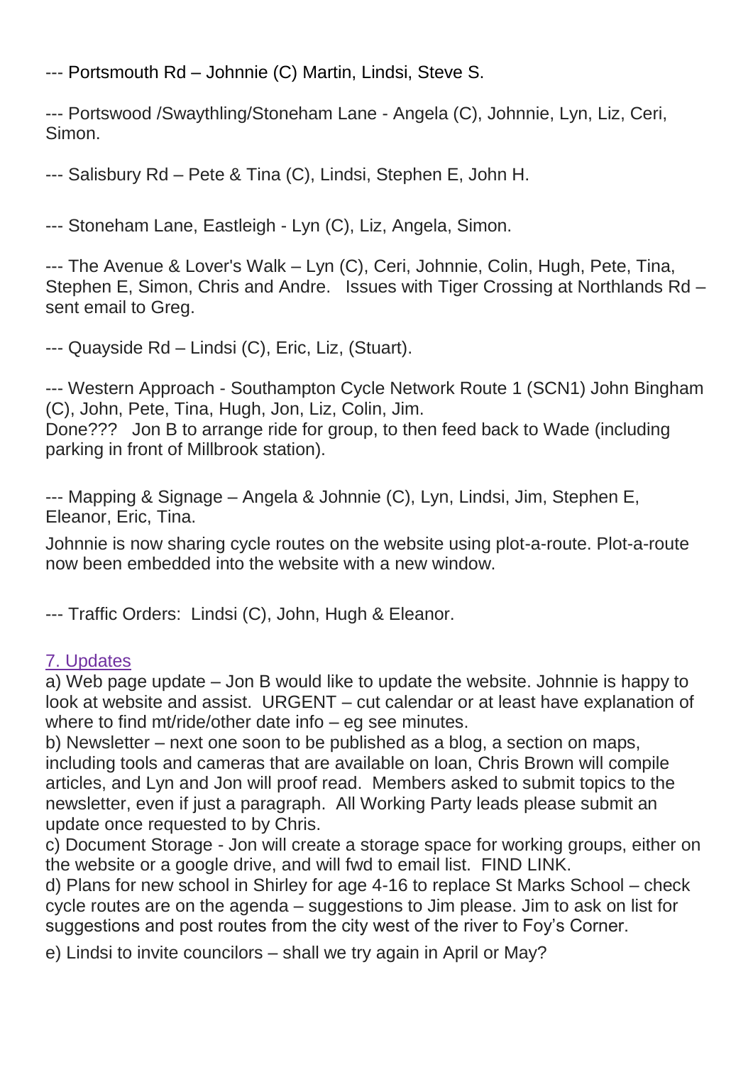--- Portsmouth Rd – Johnnie (C) Martin, Lindsi, Steve S.

--- Portswood /Swaythling/Stoneham Lane - Angela (C), Johnnie, Lyn, Liz, Ceri, Simon.

--- Salisbury Rd – Pete & Tina (C), Lindsi, Stephen E, John H.

--- Stoneham Lane, Eastleigh - Lyn (C), Liz, Angela, Simon.

--- The Avenue & Lover's Walk – Lyn (C), Ceri, Johnnie, Colin, Hugh, Pete, Tina, Stephen E, Simon, Chris and Andre. Issues with Tiger Crossing at Northlands Rd – sent email to Greg.

--- Quayside Rd – Lindsi (C), Eric, Liz, (Stuart).

--- Western Approach - Southampton Cycle Network Route 1 (SCN1) John Bingham (C), John, Pete, Tina, Hugh, Jon, Liz, Colin, Jim.
Done??? Jon B to arrange ride for group, to then feed back to Wade (including parking in front of Millbrook station).

--- Mapping & Signage – Angela & Johnnie (C), Lyn, Lindsi, Jim, Stephen E, Eleanor, Eric, Tina.

Johnnie is now sharing cycle routes on the website using plot-a-route. Plot-a-route now been embedded into the website with a new window.

--- Traffic Orders: Lindsi (C), John, Hugh & Eleanor.

## 7. Updates

a) Web page update – Jon B would like to update the website. Johnnie is happy to look at website and assist. URGENT – cut calendar or at least have explanation of where to find mt/ride/other date info – eg see minutes.
b) Newsletter – next one soon to be published as a blog, a section on maps, including tools and cameras that are available on loan, Chris Brown will compile articles, and Lyn and Jon will proof read. Members asked to submit topics to the newsletter, even if just a paragraph. All Working Party leads please submit an update once requested to by Chris.
c) Document Storage - Jon will create a storage space for working groups, either on the website or a google drive, and will fwd to email list. FIND LINK.
d) Plans for new school in Shirley for age 4-16 to replace St Marks School – check cycle routes are on the agenda – suggestions to Jim please. Jim to ask on list for suggestions and post routes from the city west of the river to Foy's Corner.

e) Lindsi to invite councilors – shall we try again in April or May?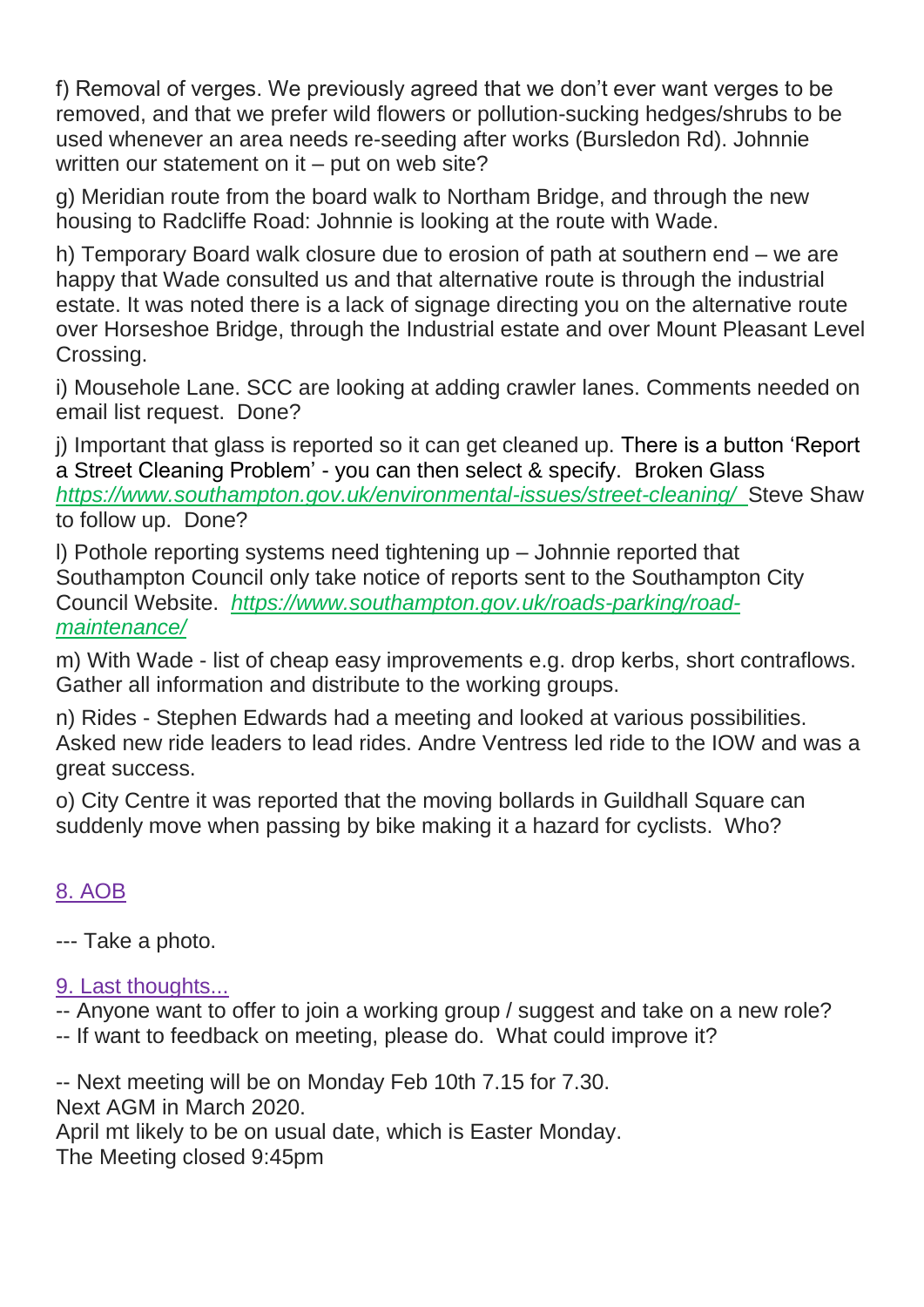f) Removal of verges. We previously agreed that we don't ever want verges to be removed, and that we prefer wild flowers or pollution-sucking hedges/shrubs to be used whenever an area needs re-seeding after works (Bursledon Rd). Johnnie written our statement on it – put on web site?

g) Meridian route from the board walk to Northam Bridge, and through the new housing to Radcliffe Road: Johnnie is looking at the route with Wade.

h) Temporary Board walk closure due to erosion of path at southern end – we are happy that Wade consulted us and that alternative route is through the industrial estate. It was noted there is a lack of signage directing you on the alternative route over Horseshoe Bridge, through the Industrial estate and over Mount Pleasant Level Crossing.

i) Mousehole Lane. SCC are looking at adding crawler lanes. Comments needed on email list request. Done?

j) Important that glass is reported so it can get cleaned up. There is a button 'Report a Street Cleaning Problem' - you can then select & specify. Broken Glass *https://www.southampton.gov.uk/environmental-issues/street-cleaning/* Steve Shaw to follow up. Done?

l) Pothole reporting systems need tightening up – Johnnie reported that Southampton Council only take notice of reports sent to the Southampton City Council Website. *https://www.southampton.gov.uk/roads-parking/road-maintenance/*

m) With Wade - list of cheap easy improvements e.g. drop kerbs, short contraflows. Gather all information and distribute to the working groups.

n) Rides - Stephen Edwards had a meeting and looked at various possibilities. Asked new ride leaders to lead rides. Andre Ventress led ride to the IOW and was a great success.

o) City Centre it was reported that the moving bollards in Guildhall Square can suddenly move when passing by bike making it a hazard for cyclists. Who?

## 8. AOB

--- Take a photo.

## 9. Last thoughts...

-- Anyone want to offer to join a working group / suggest and take on a new role?
-- If want to feedback on meeting, please do. What could improve it?

-- Next meeting will be on Monday Feb 10th 7.15 for 7.30.
Next AGM in March 2020.
April mt likely to be on usual date, which is Easter Monday.
The Meeting closed 9:45pm